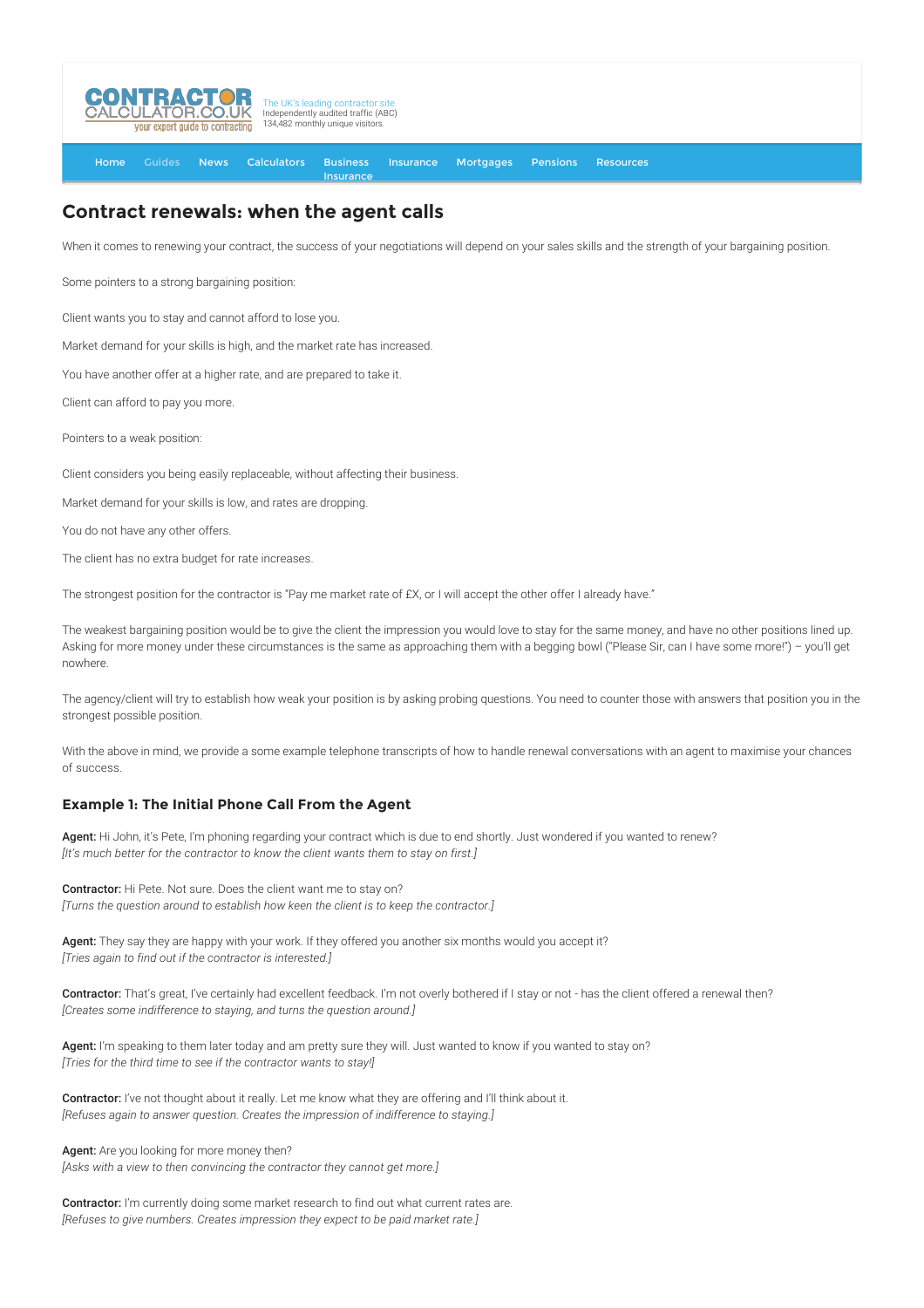# Contract renewals: when the agent calls

When it comes to renewing your contract, the success of your negotiations will depend on your sales skills and the strength of your bargaining position.

Some pointers to a strong bargaining position:

Client wants you to stay and cannot afford to lose you.

Market demand for your skills is high, and the market rate has increased.

You have another offer at a higher rate, and are prepared to take it.

Client can afford to pay you more.

Pointers to a weak position:

Client considers you being easily replaceable, without affecting their business.

Market demand for your skills is low, and rates are dropping.

You do not have any other offers.

The client has no extra budget for rate increases.

The strongest position for the contractor is "Pay me market rate of £X, or I will accept the other offer I already have."

The weakest bargaining position would be to give the client the impression you would love to stay for the same money, and have no other positions lined up. Asking for more money under these circumstances is the same as approaching them with a begging bowl ("Please Sir, can I have some more!") – you'll get nowhere.

The agency/client will try to establish how weak your position is by asking probing questions. You need to counter those with answers that position you in the strongest possible position.

With the above in mind, we provide a some example telephone transcripts of how to handle renewal conversations with an agent to maximise your chances of success.

### Example 1: The Initial Phone Call From the Agent

**Agent:** Hi John, it's Pete, I'm phoning regarding your contract which is due to end shortly. Just wondered if you wanted to renew?
*[It's much better for the contractor to know the client wants them to stay on first.]*

**Contractor:** Hi Pete. Not sure. Does the client want me to stay on?
*[Turns the question around to establish how keen the client is to keep the contractor.]*

**Agent:** They say they are happy with your work. If they offered you another six months would you accept it?
*[Tries again to find out if the contractor is interested.]*

**Contractor:** That's great, I've certainly had excellent feedback. I'm not overly bothered if I stay or not - has the client offered a renewal then?
*[Creates some indifference to staying, and turns the question around.]*

**Agent:** I'm speaking to them later today and am pretty sure they will. Just wanted to know if you wanted to stay on?
*[Tries for the third time to see if the contractor wants to stay!]*

**Contractor:** I've not thought about it really. Let me know what they are offering and I'll think about it.
*[Refuses again to answer question. Creates the impression of indifference to staying.]*

**Agent:** Are you looking for more money then?
*[Asks with a view to then convincing the contractor they cannot get more.]*

**Contractor:** I'm currently doing some market research to find out what current rates are.
*[Refuses to give numbers. Creates impression they expect to be paid market rate.]*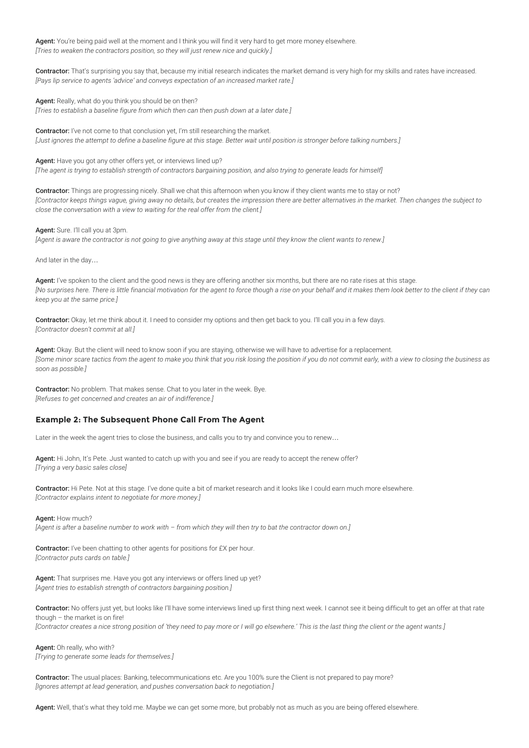**Agent:** You're being paid well at the moment and I think you will find it very hard to get more money elsewhere.
*[Tries to weaken the contractors position, so they will just renew nice and quickly.]*

**Contractor:** That's surprising you say that, because my initial research indicates the market demand is very high for my skills and rates have increased.
*[Pays lip service to agents 'advice' and conveys expectation of an increased market rate.]*

**Agent:** Really, what do you think you should be on then?
*[Tries to establish a baseline figure from which then can then push down at a later date.]*

**Contractor:** I've not come to that conclusion yet, I'm still researching the market.
*[Just ignores the attempt to define a baseline figure at this stage. Better wait until position is stronger before talking numbers.]*

**Agent:** Have you got any other offers yet, or interviews lined up?
*[The agent is trying to establish strength of contractors bargaining position, and also trying to generate leads for himself]*

**Contractor:** Things are progressing nicely. Shall we chat this afternoon when you know if they client wants me to stay or not?
*[Contractor keeps things vague, giving away no details, but creates the impression there are better alternatives in the market. Then changes the subject to close the conversation with a view to waiting for the real offer from the client.]*

**Agent:** Sure. I'll call you at 3pm.
*[Agent is aware the contractor is not going to give anything away at this stage until they know the client wants to renew.]*

And later in the day…

**Agent:** I've spoken to the client and the good news is they are offering another six months, but there are no rate rises at this stage.
*[No surprises here. There is little financial motivation for the agent to force though a rise on your behalf and it makes them look better to the client if they can keep you at the same price.]*

**Contractor:** Okay, let me think about it. I need to consider my options and then get back to you. I'll call you in a few days.
*[Contractor doesn't commit at all.]*

**Agent:** Okay. But the client will need to know soon if you are staying, otherwise we will have to advertise for a replacement.
*[Some minor scare tactics from the agent to make you think that you risk losing the position if you do not commit early, with a view to closing the business as soon as possible.]*

**Contractor:** No problem. That makes sense. Chat to you later in the week. Bye.
*[Refuses to get concerned and creates an air of indifference.]*

### Example 2: The Subsequent Phone Call From The Agent

Later in the week the agent tries to close the business, and calls you to try and convince you to renew…

**Agent:** Hi John, It's Pete. Just wanted to catch up with you and see if you are ready to accept the renew offer?
*[Trying a very basic sales close]*

**Contractor:** Hi Pete. Not at this stage. I've done quite a bit of market research and it looks like I could earn much more elsewhere.
*[Contractor explains intent to negotiate for more money.]*

**Agent:** How much?
*[Agent is after a baseline number to work with – from which they will then try to bat the contractor down on.]*

**Contractor:** I've been chatting to other agents for positions for £X per hour.
*[Contractor puts cards on table.]*

**Agent:** That surprises me. Have you got any interviews or offers lined up yet?
*[Agent tries to establish strength of contractors bargaining position.]*

**Contractor:** No offers just yet, but looks like I'll have some interviews lined up first thing next week. I cannot see it being difficult to get an offer at that rate though – the market is on fire!
*[Contractor creates a nice strong position of 'they need to pay more or I will go elsewhere.' This is the last thing the client or the agent wants.]*

**Agent:** Oh really, who with?
*[Trying to generate some leads for themselves.]*

**Contractor:** The usual places: Banking, telecommunications etc. Are you 100% sure the Client is not prepared to pay more?
*[Ignores attempt at lead generation, and pushes conversation back to negotiation.]*

**Agent:** Well, that's what they told me. Maybe we can get some more, but probably not as much as you are being offered elsewhere.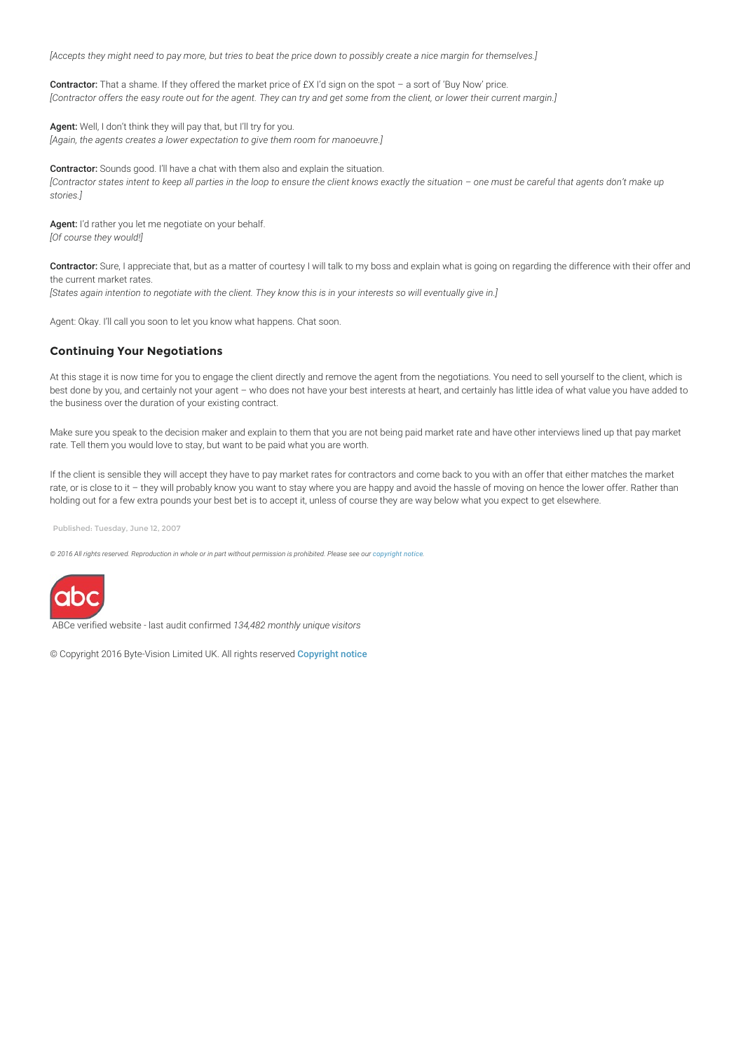*[Accepts they might need to pay more, but tries to beat the price down to possibly create a nice margin for themselves.]*

**Contractor:** That a shame. If they offered the market price of £X I'd sign on the spot – a sort of 'Buy Now' price.
*[Contractor offers the easy route out for the agent. They can try and get some from the client, or lower their current margin.]*

**Agent:** Well, I don't think they will pay that, but I'll try for you.
*[Again, the agents creates a lower expectation to give them room for manoeuvre.]*

**Contractor:** Sounds good. I'll have a chat with them also and explain the situation.
*[Contractor states intent to keep all parties in the loop to ensure the client knows exactly the situation – one must be careful that agents don't make up stories.]*

**Agent:** I'd rather you let me negotiate on your behalf.
*[Of course they would!]*

**Contractor:** Sure, I appreciate that, but as a matter of courtesy I will talk to my boss and explain what is going on regarding the difference with their offer and the current market rates.
*[States again intention to negotiate with the client. They know this is in your interests so will eventually give in.]*

Agent: Okay. I'll call you soon to let you know what happens. Chat soon.

## Continuing Your Negotiations

At this stage it is now time for you to engage the client directly and remove the agent from the negotiations. You need to sell yourself to the client, which is best done by you, and certainly not your agent – who does not have your best interests at heart, and certainly has little idea of what value you have added to the business over the duration of your existing contract.

Make sure you speak to the decision maker and explain to them that you are not being paid market rate and have other interviews lined up that pay market rate. Tell them you would love to stay, but want to be paid what you are worth.

If the client is sensible they will accept they have to pay market rates for contractors and come back to you with an offer that either matches the market rate, or is close to it – they will probably know you want to stay where you are happy and avoid the hassle of moving on hence the lower offer. Rather than holding out for a few extra pounds your best bet is to accept it, unless of course they are way below what you expect to get elsewhere.

Published: Tuesday, June 12, 2007

*© 2016 All rights reserved. Reproduction in whole or in part without permission is prohibited. Please see our copyright notice.*

abc

ABCe verified website - last audit confirmed *134,482 monthly unique visitors*

© Copyright 2016 Byte-Vision Limited UK. All rights reserved Copyright notice